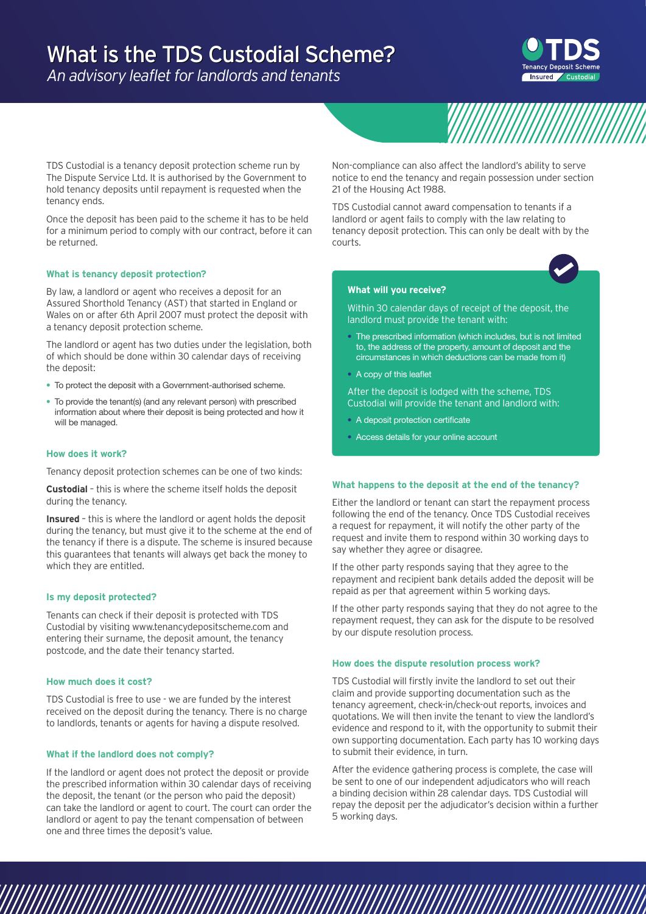# What is the TDS Custodial Scheme?

*An advisory leaflet for landlords and tenants*

TDS Custodial is a tenancy deposit protection scheme run by The Dispute Service Ltd. It is authorised by the Government to hold tenancy deposits until repayment is requested when the tenancy ends.

Once the deposit has been paid to the scheme it has to be held for a minimum period to comply with our contract, before it can be returned.

### What is tenancy deposit protection?

By law, a landlord or agent who receives a deposit for an Assured Shorthold Tenancy (AST) that started in England or Wales on or after 6th April 2007 must protect the deposit with a tenancy deposit protection scheme.

The landlord or agent has two duties under the legislation, both of which should be done within 30 calendar days of receiving the deposit:

- To protect the deposit with a Government-authorised scheme.
- To provide the tenant(s) (and any relevant person) with prescribed information about where their deposit is being protected and how it will be managed.

### How does it work?

Tenancy deposit protection schemes can be one of two kinds:

**Custodial** – this is where the scheme itself holds the deposit during the tenancy.

**Insured** – this is where the landlord or agent holds the deposit during the tenancy, but must give it to the scheme at the end of the tenancy if there is a dispute. The scheme is insured because this guarantees that tenants will always get back the money to which they are entitled.

### Is my deposit protected?

Tenants can check if their deposit is protected with TDS Custodial by visiting www.tenancydepositscheme.com and entering their surname, the deposit amount, the tenancy postcode, and the date their tenancy started.

### How much does it cost?

TDS Custodial is free to use - we are funded by the interest received on the deposit during the tenancy. There is no charge to landlords, tenants or agents for having a dispute resolved.

### What if the landlord does not comply?

If the landlord or agent does not protect the deposit or provide the prescribed information within 30 calendar days of receiving the deposit, the tenant (or the person who paid the deposit) can take the landlord or agent to court. The court can order the landlord or agent to pay the tenant compensation of between one and three times the deposit's value.

Non-compliance can also affect the landlord's ability to serve notice to end the tenancy and regain possession under section 21 of the Housing Act 1988.

TDS Custodial cannot award compensation to tenants if a landlord or agent fails to comply with the law relating to tenancy deposit protection. This can only be dealt with by the courts.

### What will you receive?

Within 30 calendar days of receipt of the deposit, the landlord must provide the tenant with:

- The prescribed information (which includes, but is not limited to, the address of the property, amount of deposit and the circumstances in which deductions can be made from it)
- A copy of this leaflet

After the deposit is lodged with the scheme, TDS Custodial will provide the tenant and landlord with:

- A deposit protection certificate
- Access details for your online account

### What happens to the deposit at the end of the tenancy?

Either the landlord or tenant can start the repayment process following the end of the tenancy. Once TDS Custodial receives a request for repayment, it will notify the other party of the request and invite them to respond within 30 working days to say whether they agree or disagree.

If the other party responds saying that they agree to the repayment and recipient bank details added the deposit will be repaid as per that agreement within 5 working days.

If the other party responds saying that they do not agree to the repayment request, they can ask for the dispute to be resolved by our dispute resolution process.

### How does the dispute resolution process work?

TDS Custodial will firstly invite the landlord to set out their claim and provide supporting documentation such as the tenancy agreement, check-in/check-out reports, invoices and quotations. We will then invite the tenant to view the landlord's evidence and respond to it, with the opportunity to submit their own supporting documentation. Each party has 10 working days to submit their evidence, in turn.

After the evidence gathering process is complete, the case will be sent to one of our independent adjudicators who will reach a binding decision within 28 calendar days. TDS Custodial will repay the deposit per the adjudicator's decision within a further 5 working days.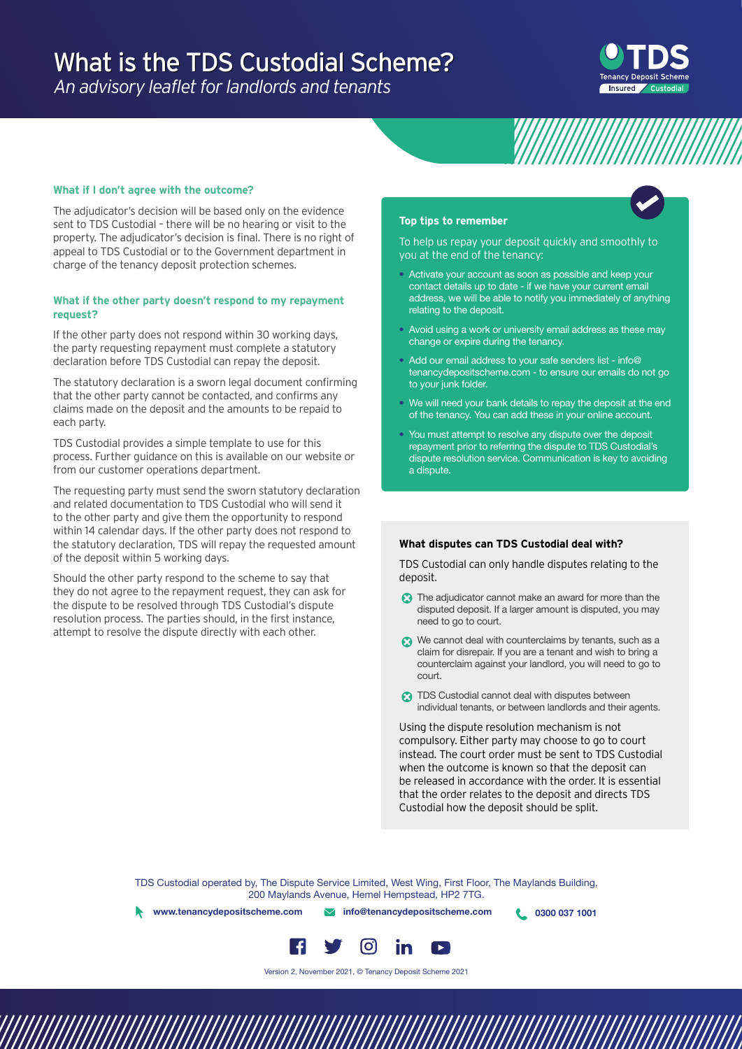// What is the TDS Custodial Scheme?

*An advisory leaflet for landlords and tenants*

### What if I don't agree with the outcome?

The adjudicator's decision will be based only on the evidence sent to TDS Custodial – there will be no hearing or visit to the property. The adjudicator's decision is final. There is no right of appeal to TDS Custodial or to the Government department in charge of the tenancy deposit protection schemes.

### What if the other party doesn't respond to my repayment request?

If the other party does not respond within 30 working days, the party requesting repayment must complete a statutory declaration before TDS Custodial can repay the deposit.

The statutory declaration is a sworn legal document confirming that the other party cannot be contacted, and confirms any claims made on the deposit and the amounts to be repaid to each party.

TDS Custodial provides a simple template to use for this process. Further guidance on this is available on our website or from our customer operations department.

The requesting party must send the sworn statutory declaration and related documentation to TDS Custodial who will send it to the other party and give them the opportunity to respond within 14 calendar days. If the other party does not respond to the statutory declaration, TDS will repay the requested amount of the deposit within 5 working days.

Should the other party respond to the scheme to say that they do not agree to the repayment request, they can ask for the dispute to be resolved through TDS Custodial's dispute resolution process. The parties should, in the first instance, attempt to resolve the dispute directly with each other.

### Top tips to remember

To help us repay your deposit quickly and smoothly to you at the end of the tenancy:

- Activate your account as soon as possible and keep your contact details up to date - if we have your current email address, we will be able to notify you immediately of anything relating to the deposit.
- Avoid using a work or university email address as these may change or expire during the tenancy.
- Add our email address to your safe senders list - info@tenancydepositscheme.com - to ensure our emails do not go to your junk folder.
- We will need your bank details to repay the deposit at the end of the tenancy. You can add these in your online account.
- You must attempt to resolve any dispute over the deposit repayment prior to referring the dispute to TDS Custodial's dispute resolution service. Communication is key to avoiding a dispute.

### What disputes can TDS Custodial deal with?

TDS Custodial can only handle disputes relating to the deposit.

- The adjudicator cannot make an award for more than the disputed deposit. If a larger amount is disputed, you may need to go to court.
- We cannot deal with counterclaims by tenants, such as a claim for disrepair. If you are a tenant and wish to bring a counterclaim against your landlord, you will need to go to court.
- TDS Custodial cannot deal with disputes between individual tenants, or between landlords and their agents.

Using the dispute resolution mechanism is not compulsory. Either party may choose to go to court instead. The court order must be sent to TDS Custodial when the outcome is known so that the deposit can be released in accordance with the order. It is essential that the order relates to the deposit and directs TDS Custodial how the deposit should be split.

TDS Custodial operated by, The Dispute Service Limited, West Wing, First Floor, The Maylands Building, 200 Maylands Avenue, Hemel Hempstead, HP2 7TG.

**www.tenancydepositscheme.com** **info@tenancydepositscheme.com** **0300 037 1001**

Version 2, November 2021, © Tenancy Deposit Scheme 2021